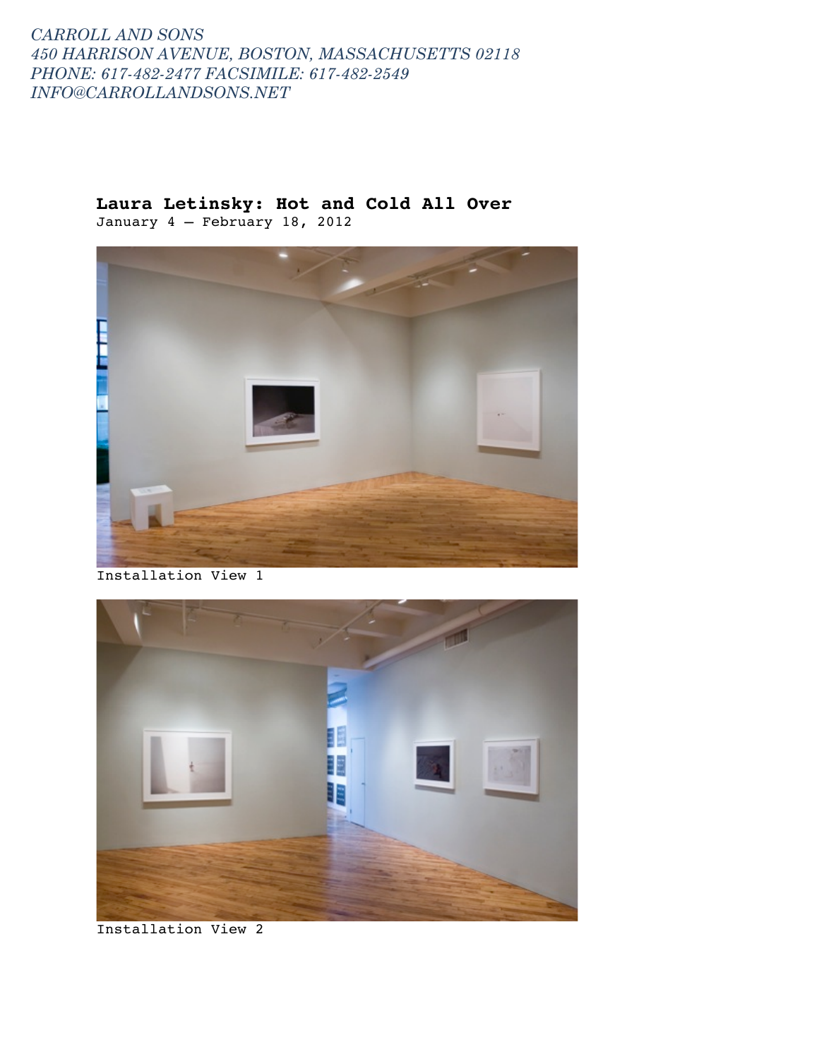*CARROLL AND SONS*
*450 HARRISON AVENUE, BOSTON, MASSACHUSETTS 02118*
*PHONE: 617-482-2477 FACSIMILE: 617-482-2549*
*INFO@CARROLLANDSONS.NET*

**Laura Letinsky: Hot and Cold All Over**
January 4 – February 18, 2012

Installation View 1

Installation View 2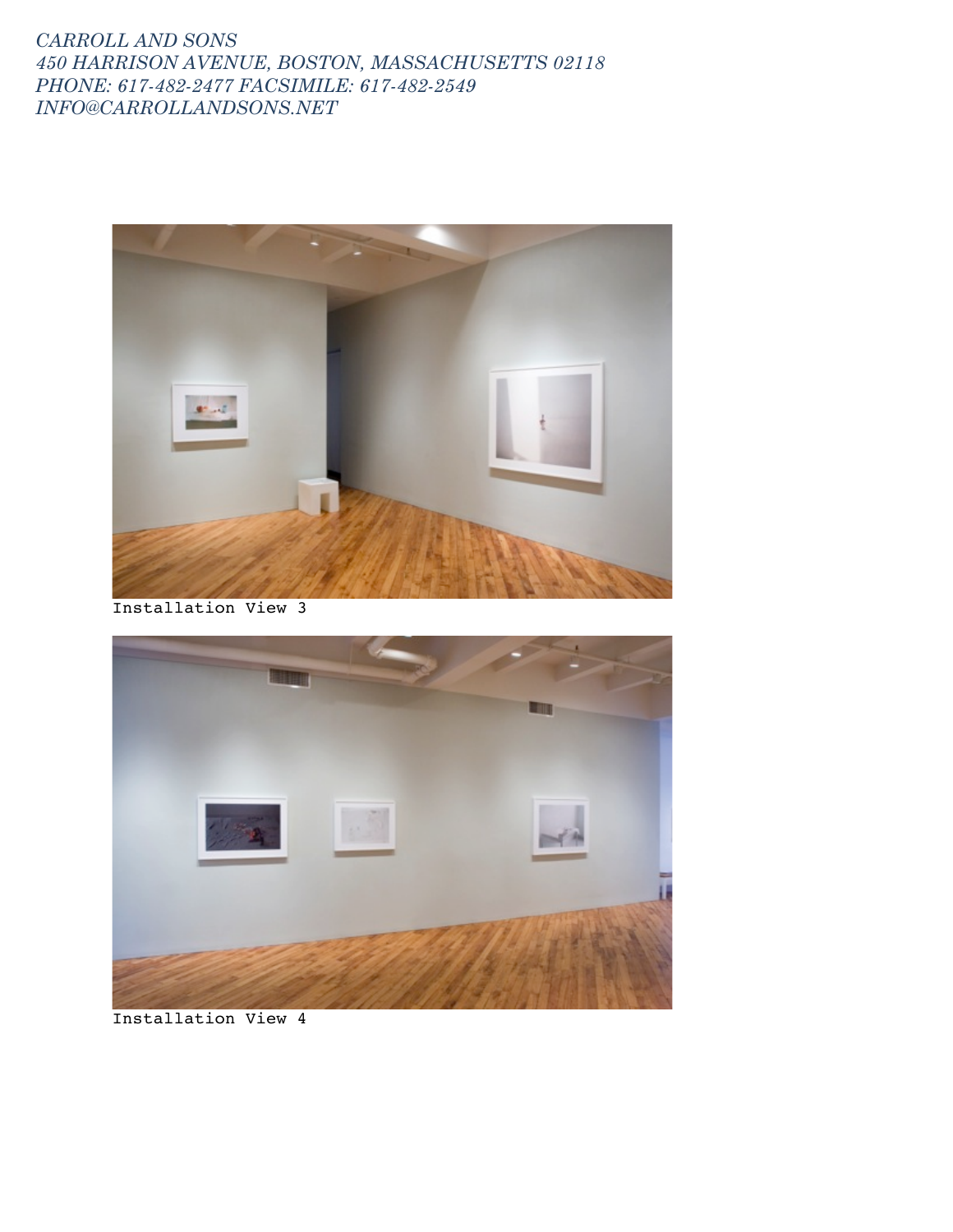*CARROLL AND SONS*
*450 HARRISON AVENUE, BOSTON, MASSACHUSETTS 02118*
*PHONE: 617-482-2477 FACSIMILE: 617-482-2549*
*INFO@CARROLLANDSONS.NET*

Installation View 3

Installation View 4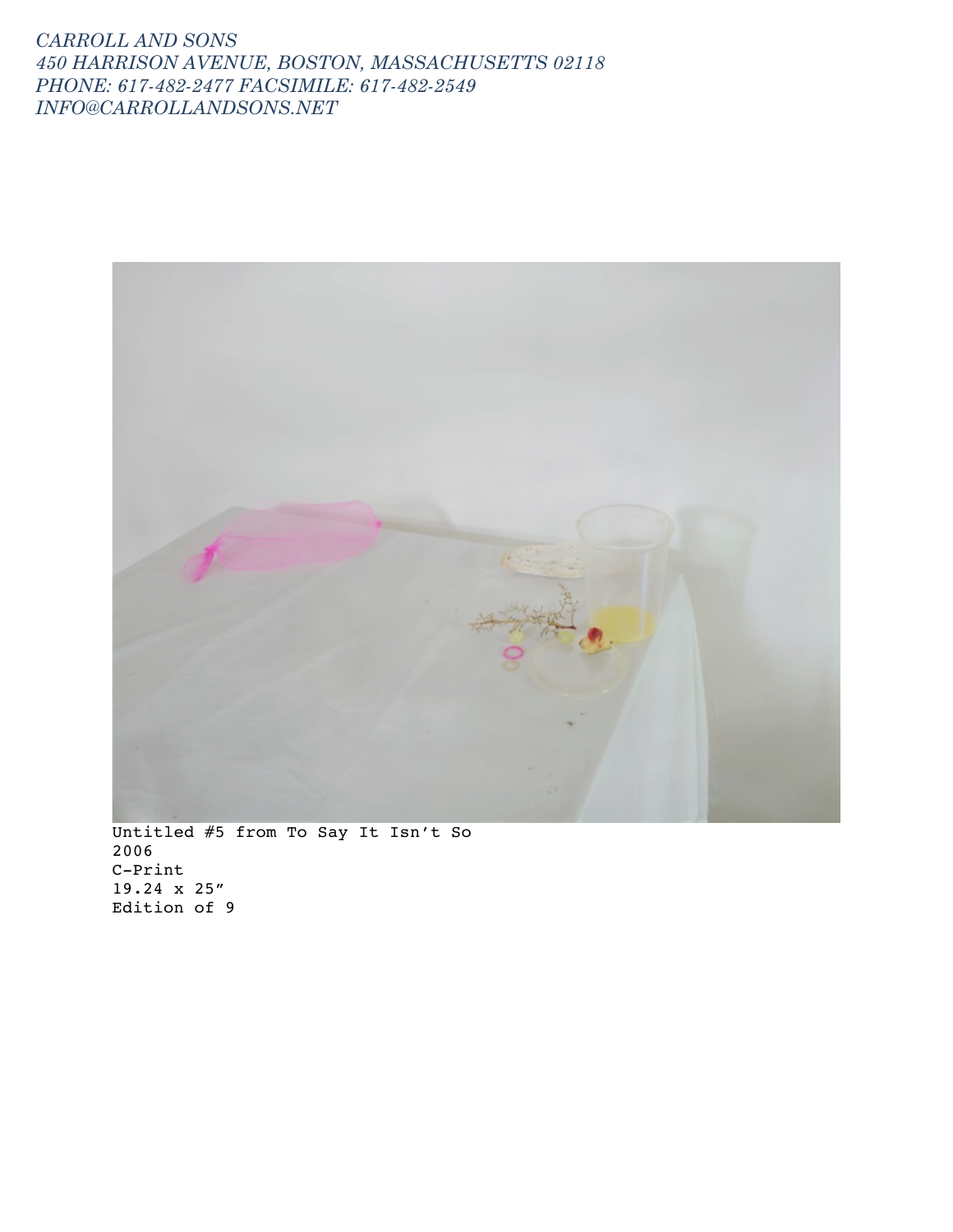*CARROLL AND SONS*
*450 HARRISON AVENUE, BOSTON, MASSACHUSETTS 02118*
*PHONE: 617-482-2477 FACSIMILE: 617-482-2549*
*INFO@CARROLLANDSONS.NET*

Untitled #5 from To Say It Isn't So
2006
C-Print
19.24 x 25"
Edition of 9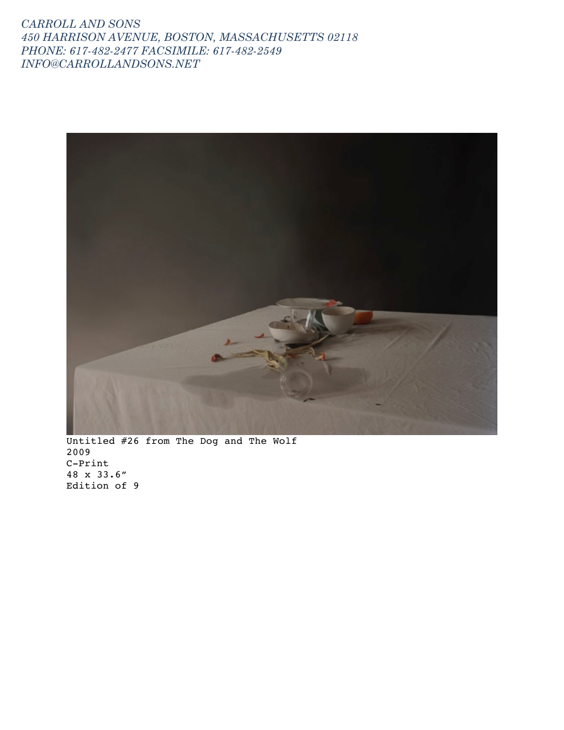*CARROLL AND SONS*
*450 HARRISON AVENUE, BOSTON, MASSACHUSETTS 02118*
*PHONE: 617-482-2477 FACSIMILE: 617-482-2549*
*INFO@CARROLLANDSONS.NET*

Untitled #26 from The Dog and The Wolf
2009
C-Print
48 x 33.6"
Edition of 9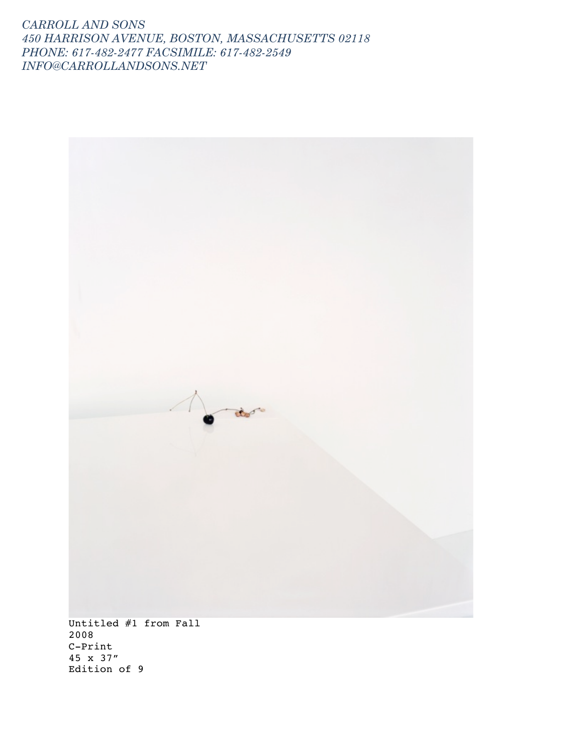*CARROLL AND SONS*
*450 HARRISON AVENUE, BOSTON, MASSACHUSETTS 02118*
*PHONE: 617-482-2477 FACSIMILE: 617-482-2549*
*INFO@CARROLLANDSONS.NET*

Untitled #1 from Fall
2008
C-Print
45 x 37″
Edition of 9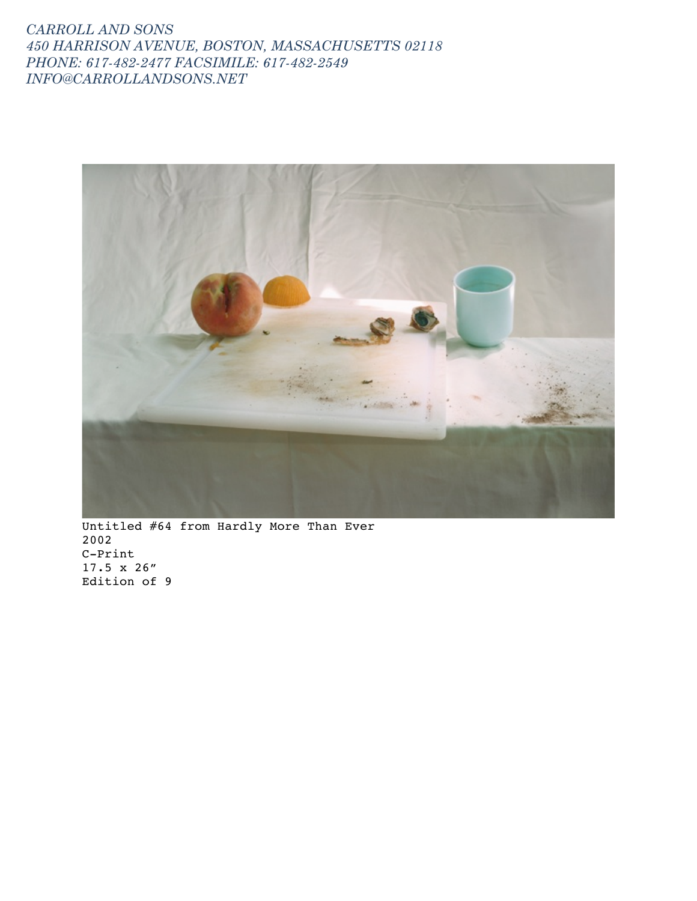Untitled #64 from Hardly More Than Ever
2002
C-Print
17.5 x 26”
Edition of 9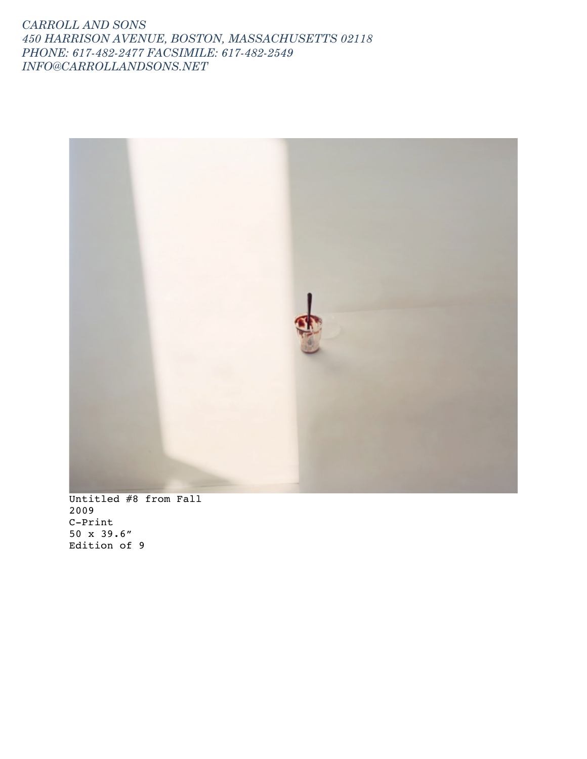*CARROLL AND SONS*
*450 HARRISON AVENUE, BOSTON, MASSACHUSETTS 02118*
*PHONE: 617-482-2477 FACSIMILE: 617-482-2549*
*INFO@CARROLLANDSONS.NET*

Untitled #8 from Fall
2009
C-Print
50 x 39.6″
Edition of 9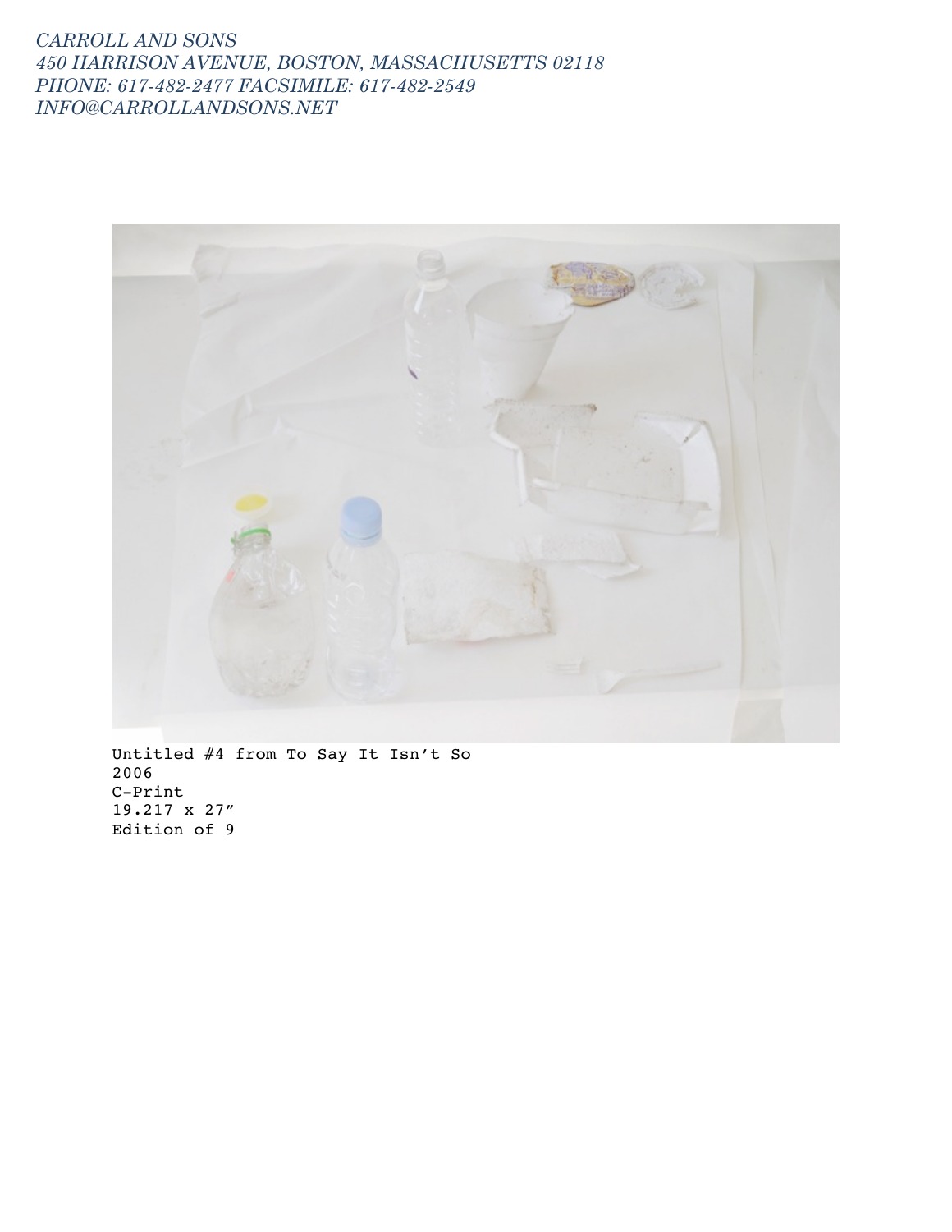*CARROLL AND SONS*
*450 HARRISON AVENUE, BOSTON, MASSACHUSETTS 02118*
*PHONE: 617-482-2477 FACSIMILE: 617-482-2549*
*INFO@CARROLLANDSONS.NET*

Untitled #4 from To Say It Isn't So
2006
C-Print
19.217 x 27″
Edition of 9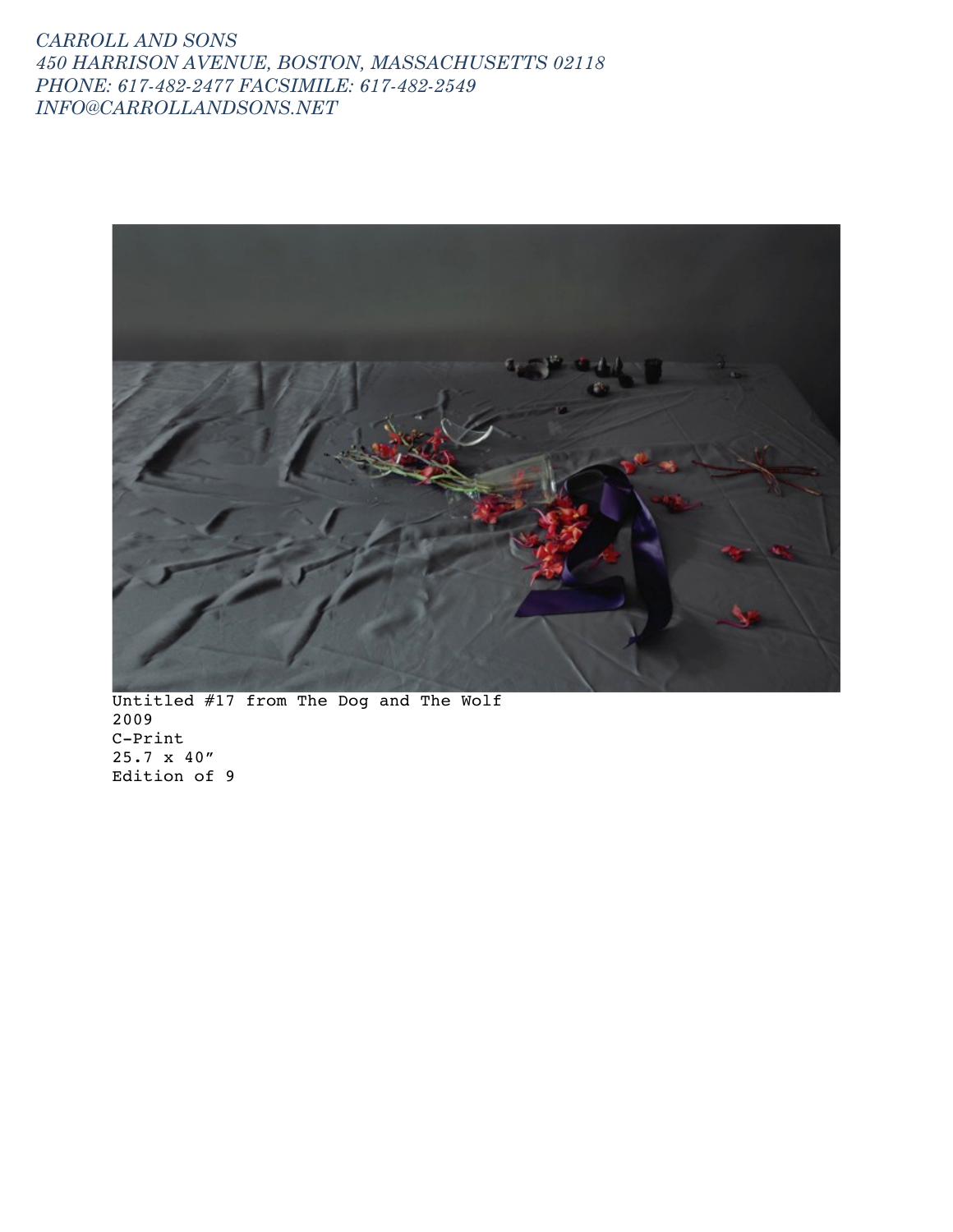*CARROLL AND SONS*
*450 HARRISON AVENUE, BOSTON, MASSACHUSETTS 02118*
*PHONE: 617-482-2477 FACSIMILE: 617-482-2549*
*INFO@CARROLLANDSONS.NET*

Untitled #17 from The Dog and The Wolf
2009
C-Print
25.7 x 40"
Edition of 9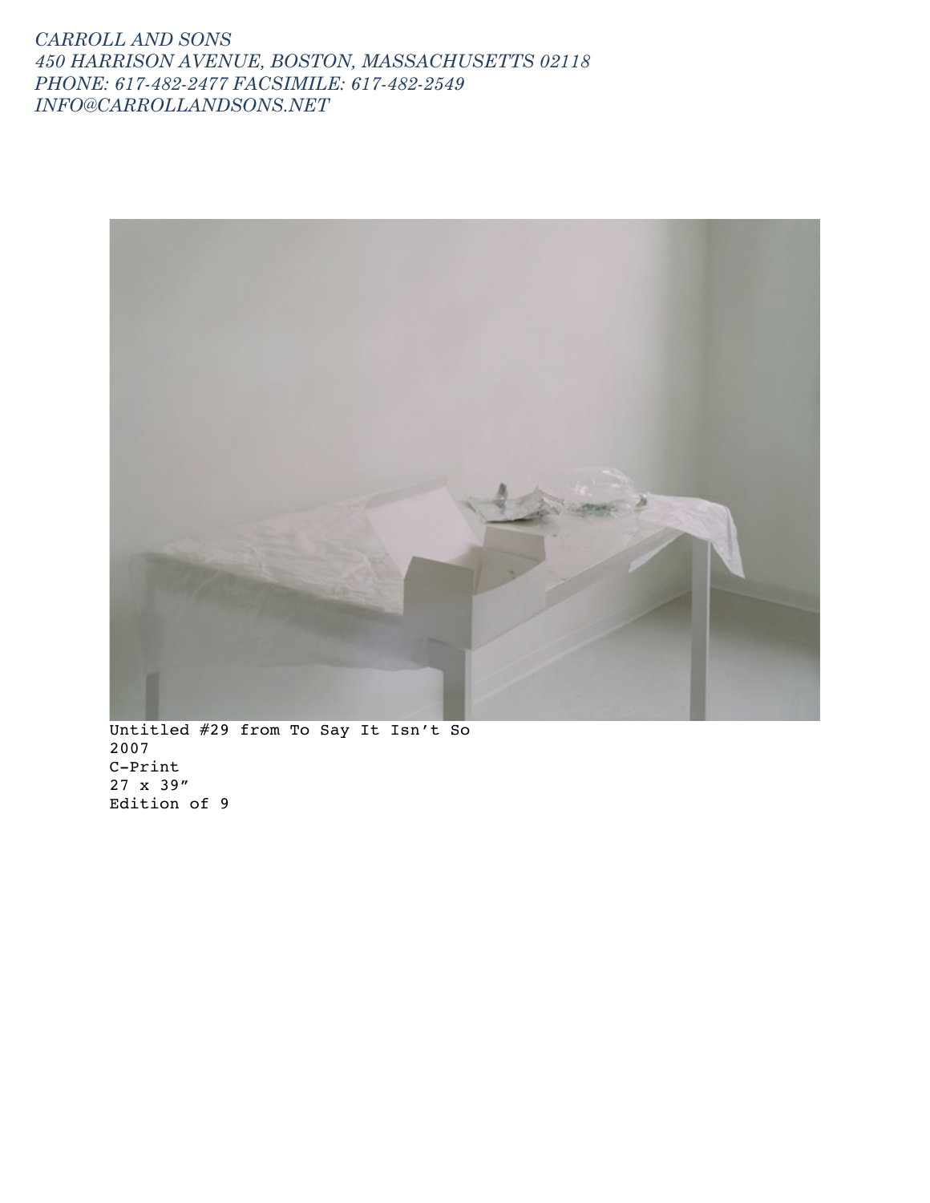*CARROLL AND SONS*
*450 HARRISON AVENUE, BOSTON, MASSACHUSETTS 02118*
*PHONE: 617-482-2477 FACSIMILE: 617-482-2549*
*INFO@CARROLLANDSONS.NET*

Untitled #29 from To Say It Isn’t So
2007
C-Print
27 x 39”
Edition of 9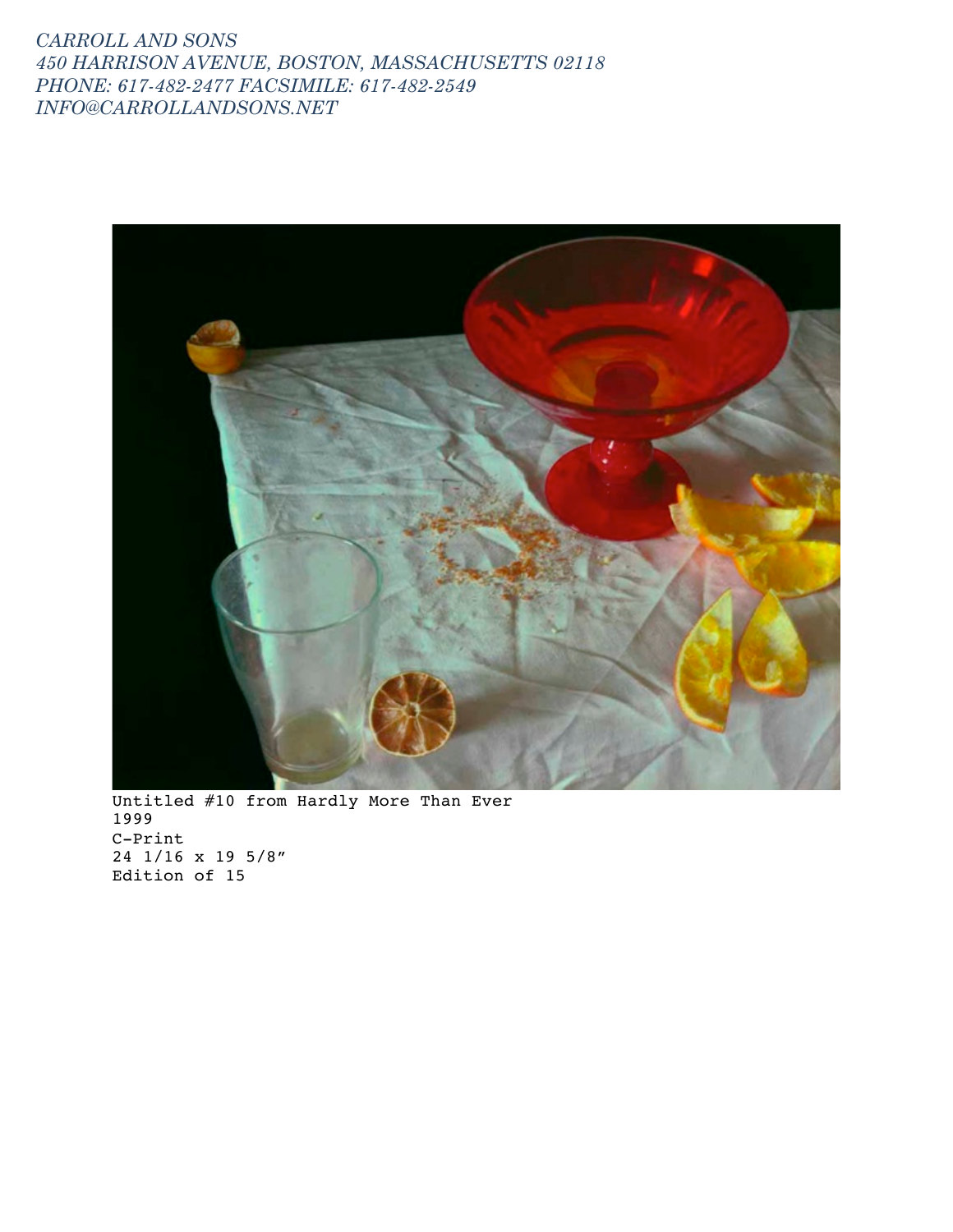Untitled #10 from Hardly More Than Ever
1999
C-Print
24 1/16 x 19 5/8″
Edition of 15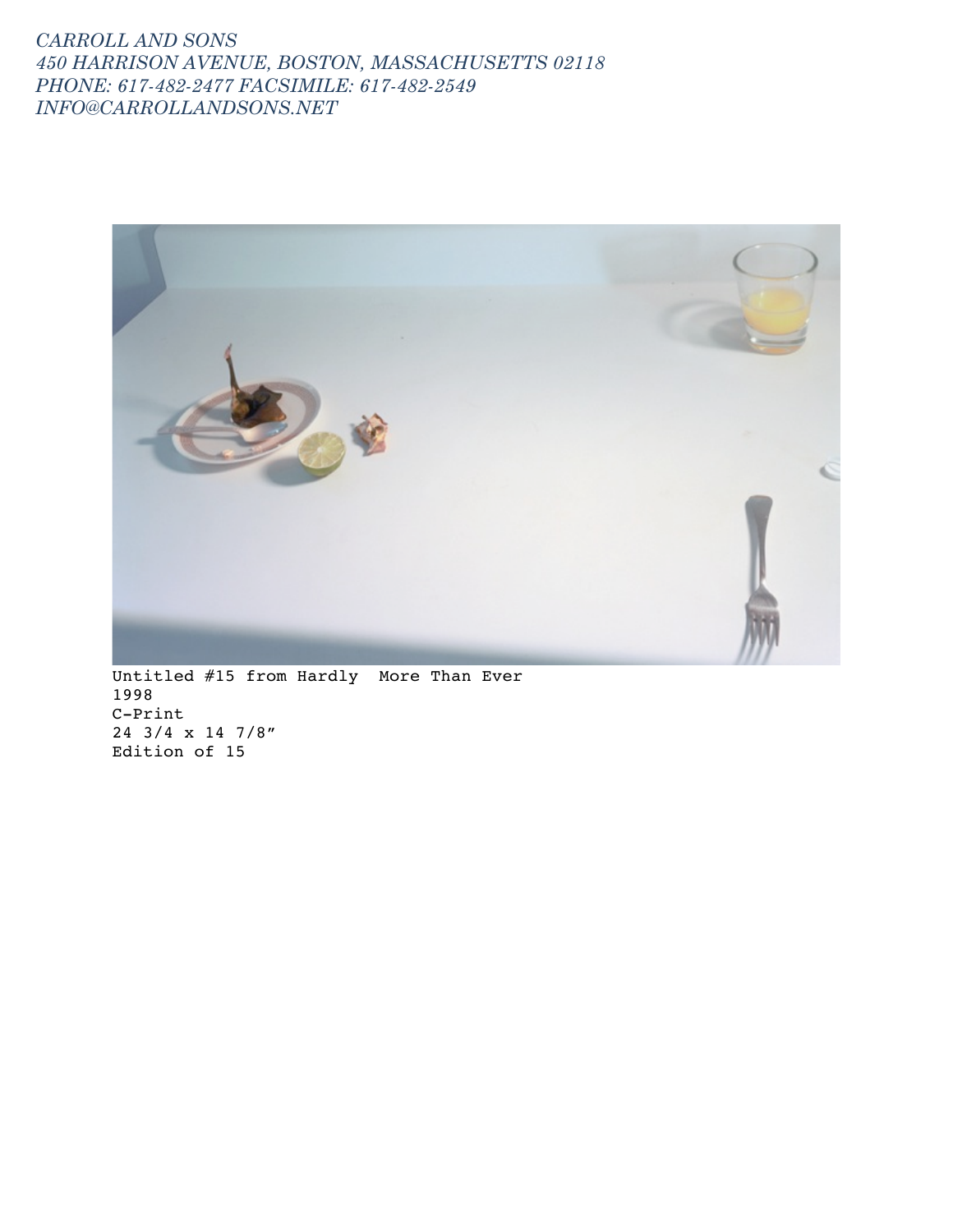*CARROLL AND SONS*
*450 HARRISON AVENUE, BOSTON, MASSACHUSETTS 02118*
*PHONE: 617-482-2477 FACSIMILE: 617-482-2549*
*INFO@CARROLLANDSONS.NET*

Untitled #15 from Hardly More Than Ever
1998
C-Print
24 3/4 x 14 7/8"
Edition of 15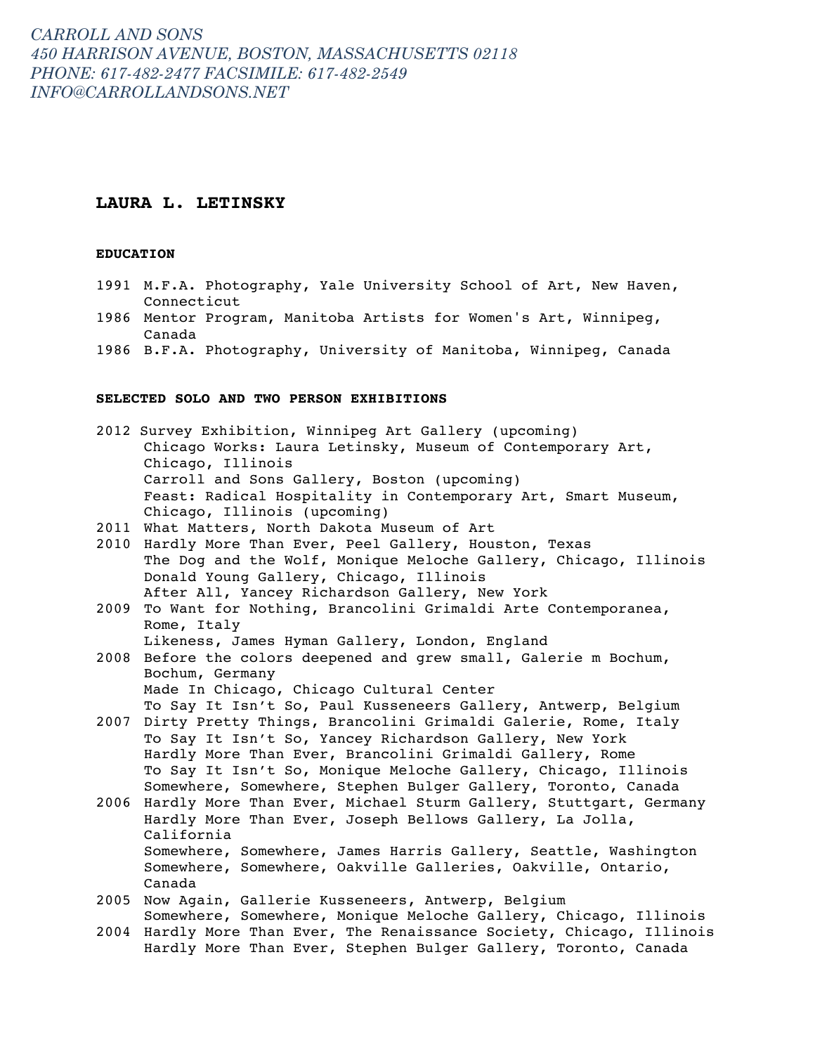*CARROLL AND SONS*
*450 HARRISON AVENUE, BOSTON, MASSACHUSETTS 02118*
*PHONE: 617-482-2477 FACSIMILE: 617-482-2549*
*INFO@CARROLLANDSONS.NET*

# LAURA L. LETINSKY

## EDUCATION

1991 M.F.A. Photography, Yale University School of Art, New Haven, Connecticut
1986 Mentor Program, Manitoba Artists for Women's Art, Winnipeg, Canada
1986 B.F.A. Photography, University of Manitoba, Winnipeg, Canada

## SELECTED SOLO AND TWO PERSON EXHIBITIONS

2012 Survey Exhibition, Winnipeg Art Gallery (upcoming)
Chicago Works: Laura Letinsky, Museum of Contemporary Art, Chicago, Illinois
Carroll and Sons Gallery, Boston (upcoming)
Feast: Radical Hospitality in Contemporary Art, Smart Museum, Chicago, Illinois (upcoming)
2011 What Matters, North Dakota Museum of Art
2010 Hardly More Than Ever, Peel Gallery, Houston, Texas
The Dog and the Wolf, Monique Meloche Gallery, Chicago, Illinois
Donald Young Gallery, Chicago, Illinois
After All, Yancey Richardson Gallery, New York
2009 To Want for Nothing, Brancolini Grimaldi Arte Contemporanea, Rome, Italy
Likeness, James Hyman Gallery, London, England
2008 Before the colors deepened and grew small, Galerie m Bochum, Bochum, Germany
Made In Chicago, Chicago Cultural Center
To Say It Isn't So, Paul Kusseneers Gallery, Antwerp, Belgium
2007 Dirty Pretty Things, Brancolini Grimaldi Galerie, Rome, Italy
To Say It Isn't So, Yancey Richardson Gallery, New York
Hardly More Than Ever, Brancolini Grimaldi Gallery, Rome
To Say It Isn't So, Monique Meloche Gallery, Chicago, Illinois
Somewhere, Somewhere, Stephen Bulger Gallery, Toronto, Canada
2006 Hardly More Than Ever, Michael Sturm Gallery, Stuttgart, Germany
Hardly More Than Ever, Joseph Bellows Gallery, La Jolla, California
Somewhere, Somewhere, James Harris Gallery, Seattle, Washington
Somewhere, Somewhere, Oakville Galleries, Oakville, Ontario, Canada
2005 Now Again, Gallerie Kusseneers, Antwerp, Belgium
Somewhere, Somewhere, Monique Meloche Gallery, Chicago, Illinois
2004 Hardly More Than Ever, The Renaissance Society, Chicago, Illinois
Hardly More Than Ever, Stephen Bulger Gallery, Toronto, Canada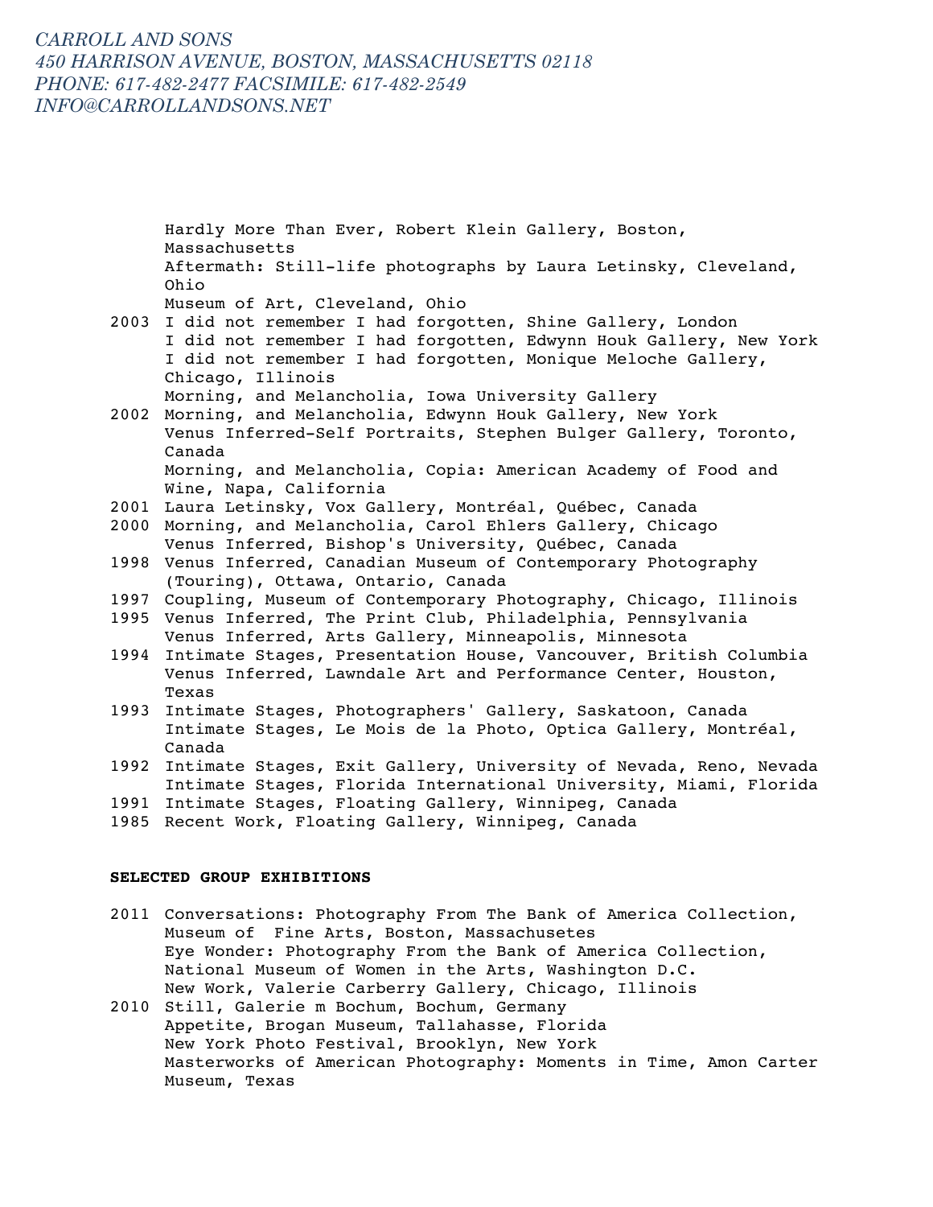CARROLL AND SONS
450 HARRISON AVENUE, BOSTON, MASSACHUSETTS 02118
PHONE: 617-482-2477 FACSIMILE: 617-482-2549
INFO@CARROLLANDSONS.NET

Hardly More Than Ever, Robert Klein Gallery, Boston, Massachusetts
Aftermath: Still-life photographs by Laura Letinsky, Cleveland, Ohio
Museum of Art, Cleveland, Ohio

2003 I did not remember I had forgotten, Shine Gallery, London
I did not remember I had forgotten, Edwynn Houk Gallery, New York
I did not remember I had forgotten, Monique Meloche Gallery, Chicago, Illinois
Morning, and Melancholia, Iowa University Gallery

2002 Morning, and Melancholia, Edwynn Houk Gallery, New York
Venus Inferred-Self Portraits, Stephen Bulger Gallery, Toronto, Canada
Morning, and Melancholia, Copia: American Academy of Food and Wine, Napa, California

2001 Laura Letinsky, Vox Gallery, Montréal, Québec, Canada

2000 Morning, and Melancholia, Carol Ehlers Gallery, Chicago
Venus Inferred, Bishop's University, Québec, Canada

1998 Venus Inferred, Canadian Museum of Contemporary Photography (Touring), Ottawa, Ontario, Canada

1997 Coupling, Museum of Contemporary Photography, Chicago, Illinois

1995 Venus Inferred, The Print Club, Philadelphia, Pennsylvania
Venus Inferred, Arts Gallery, Minneapolis, Minnesota

1994 Intimate Stages, Presentation House, Vancouver, British Columbia
Venus Inferred, Lawndale Art and Performance Center, Houston, Texas

1993 Intimate Stages, Photographers' Gallery, Saskatoon, Canada
Intimate Stages, Le Mois de la Photo, Optica Gallery, Montréal, Canada

1992 Intimate Stages, Exit Gallery, University of Nevada, Reno, Nevada
Intimate Stages, Florida International University, Miami, Florida

1991 Intimate Stages, Floating Gallery, Winnipeg, Canada

1985 Recent Work, Floating Gallery, Winnipeg, Canada

**SELECTED GROUP EXHIBITIONS**

2011 Conversations: Photography From The Bank of America Collection, Museum of Fine Arts, Boston, Massachusetes
Eye Wonder: Photography From the Bank of America Collection, National Museum of Women in the Arts, Washington D.C.
New Work, Valerie Carberry Gallery, Chicago, Illinois

2010 Still, Galerie m Bochum, Bochum, Germany
Appetite, Brogan Museum, Tallahasse, Florida
New York Photo Festival, Brooklyn, New York
Masterworks of American Photography: Moments in Time, Amon Carter Museum, Texas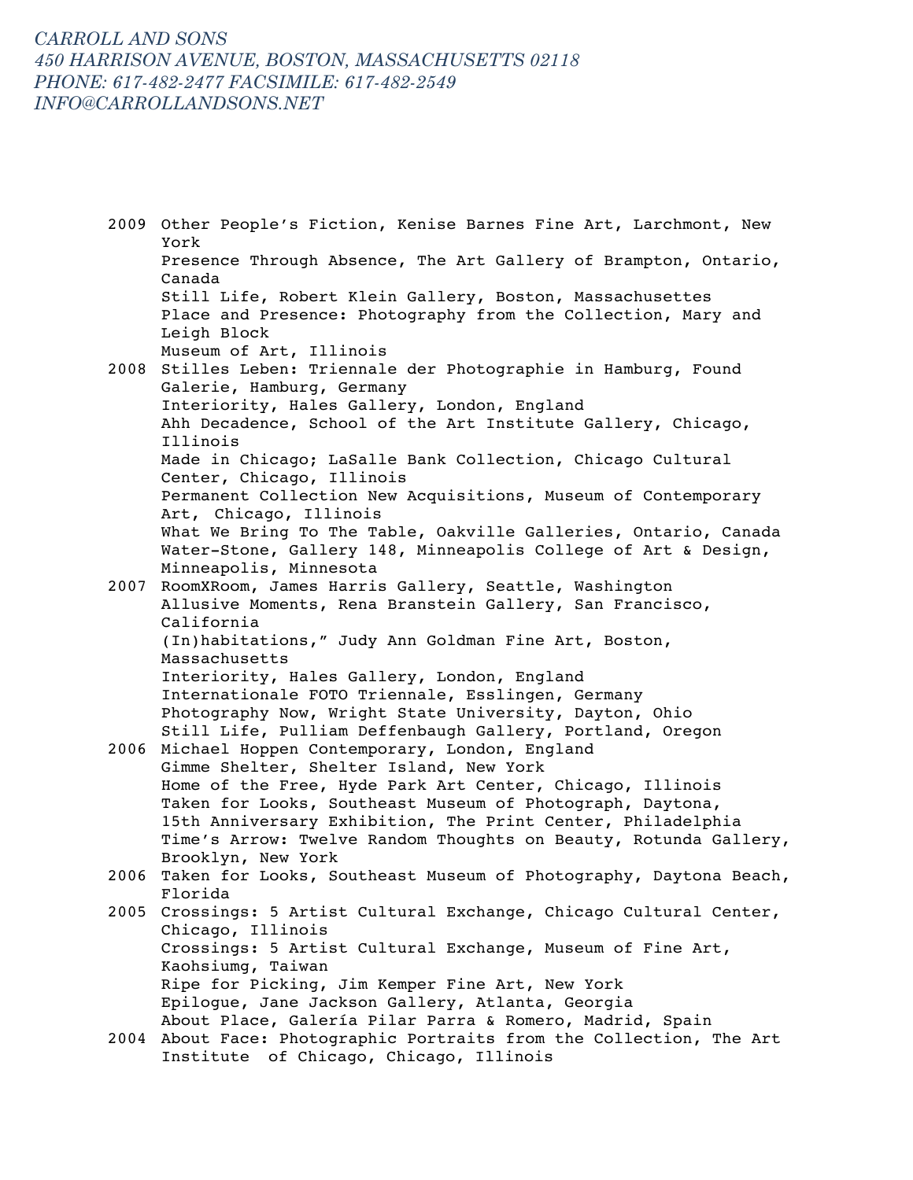CARROLL AND SONS
450 HARRISON AVENUE, BOSTON, MASSACHUSETTS 02118
PHONE: 617-482-2477 FACSIMILE: 617-482-2549
INFO@CARROLLANDSONS.NET

2009 Other People's Fiction, Kenise Barnes Fine Art, Larchmont, New York
Presence Through Absence, The Art Gallery of Brampton, Ontario, Canada
Still Life, Robert Klein Gallery, Boston, Massachusettes
Place and Presence: Photography from the Collection, Mary and Leigh Block
Museum of Art, Illinois

2008 Stilles Leben: Triennale der Photographie in Hamburg, Found Galerie, Hamburg, Germany
Interiority, Hales Gallery, London, England
Ahh Decadence, School of the Art Institute Gallery, Chicago, Illinois
Made in Chicago; LaSalle Bank Collection, Chicago Cultural Center, Chicago, Illinois
Permanent Collection New Acquisitions, Museum of Contemporary Art, Chicago, Illinois
What We Bring To The Table, Oakville Galleries, Ontario, Canada
Water-Stone, Gallery 148, Minneapolis College of Art & Design, Minneapolis, Minnesota

2007 RoomXRoom, James Harris Gallery, Seattle, Washington
Allusive Moments, Rena Branstein Gallery, San Francisco, California
(In)habitations," Judy Ann Goldman Fine Art, Boston, Massachusetts
Interiority, Hales Gallery, London, England
Internationale FOTO Triennale, Esslingen, Germany
Photography Now, Wright State University, Dayton, Ohio
Still Life, Pulliam Deffenbaugh Gallery, Portland, Oregon

2006 Michael Hoppen Contemporary, London, England
Gimme Shelter, Shelter Island, New York
Home of the Free, Hyde Park Art Center, Chicago, Illinois
Taken for Looks, Southeast Museum of Photograph, Daytona,
15th Anniversary Exhibition, The Print Center, Philadelphia
Time's Arrow: Twelve Random Thoughts on Beauty, Rotunda Gallery, Brooklyn, New York

2006 Taken for Looks, Southeast Museum of Photography, Daytona Beach, Florida

2005 Crossings: 5 Artist Cultural Exchange, Chicago Cultural Center, Chicago, Illinois
Crossings: 5 Artist Cultural Exchange, Museum of Fine Art, Kaohsiumg, Taiwan
Ripe for Picking, Jim Kemper Fine Art, New York
Epilogue, Jane Jackson Gallery, Atlanta, Georgia
About Place, Galería Pilar Parra & Romero, Madrid, Spain

2004 About Face: Photographic Portraits from the Collection, The Art Institute of Chicago, Chicago, Illinois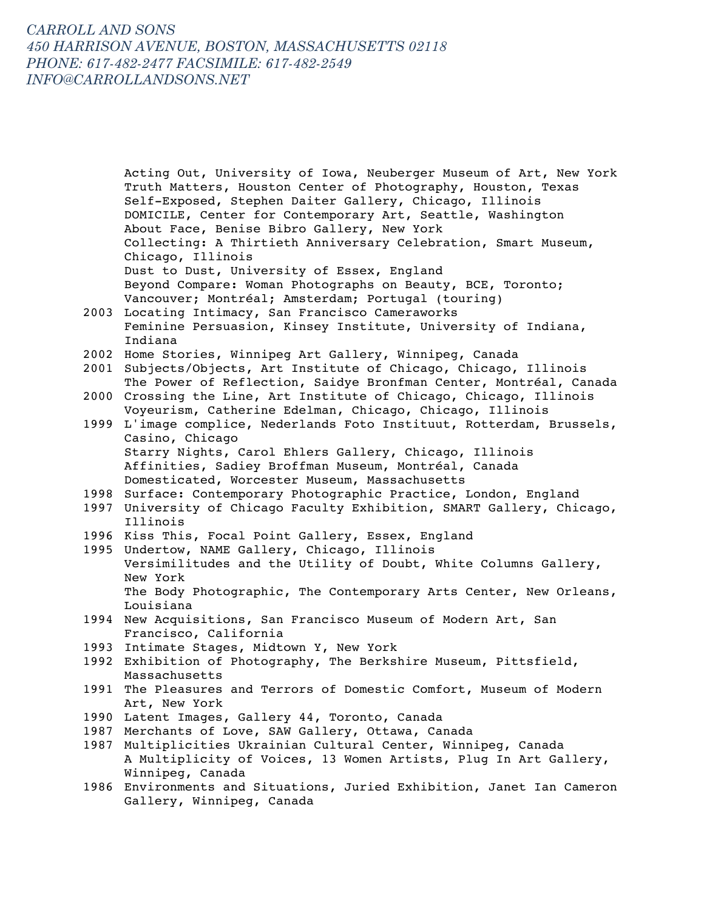CARROLL AND SONS
450 HARRISON AVENUE, BOSTON, MASSACHUSETTS 02118
PHONE: 617-482-2477 FACSIMILE: 617-482-2549
INFO@CARROLLANDSONS.NET

Acting Out, University of Iowa, Neuberger Museum of Art, New York
Truth Matters, Houston Center of Photography, Houston, Texas
Self-Exposed, Stephen Daiter Gallery, Chicago, Illinois
DOMICILE, Center for Contemporary Art, Seattle, Washington
About Face, Benise Bibro Gallery, New York
Collecting: A Thirtieth Anniversary Celebration, Smart Museum, Chicago, Illinois
Dust to Dust, University of Essex, England
Beyond Compare: Woman Photographs on Beauty, BCE, Toronto; Vancouver; Montréal; Amsterdam; Portugal (touring)

2003 Locating Intimacy, San Francisco Cameraworks
Feminine Persuasion, Kinsey Institute, University of Indiana, Indiana

2002 Home Stories, Winnipeg Art Gallery, Winnipeg, Canada

2001 Subjects/Objects, Art Institute of Chicago, Chicago, Illinois
The Power of Reflection, Saidye Bronfman Center, Montréal, Canada

2000 Crossing the Line, Art Institute of Chicago, Chicago, Illinois
Voyeurism, Catherine Edelman, Chicago, Chicago, Illinois

1999 L'image complice, Nederlands Foto Instituut, Rotterdam, Brussels, Casino, Chicago
Starry Nights, Carol Ehlers Gallery, Chicago, Illinois
Affinities, Sadiey Broffman Museum, Montréal, Canada
Domesticated, Worcester Museum, Massachusetts

1998 Surface: Contemporary Photographic Practice, London, England

1997 University of Chicago Faculty Exhibition, SMART Gallery, Chicago, Illinois

1996 Kiss This, Focal Point Gallery, Essex, England

1995 Undertow, NAME Gallery, Chicago, Illinois
Versimilitudes and the Utility of Doubt, White Columns Gallery, New York
The Body Photographic, The Contemporary Arts Center, New Orleans, Louisiana

1994 New Acquisitions, San Francisco Museum of Modern Art, San Francisco, California

1993 Intimate Stages, Midtown Y, New York

1992 Exhibition of Photography, The Berkshire Museum, Pittsfield, Massachusetts

1991 The Pleasures and Terrors of Domestic Comfort, Museum of Modern Art, New York

1990 Latent Images, Gallery 44, Toronto, Canada

1987 Merchants of Love, SAW Gallery, Ottawa, Canada

1987 Multiplicities Ukrainian Cultural Center, Winnipeg, Canada
A Multiplicity of Voices, 13 Women Artists, Plug In Art Gallery, Winnipeg, Canada

1986 Environments and Situations, Juried Exhibition, Janet Ian Cameron Gallery, Winnipeg, Canada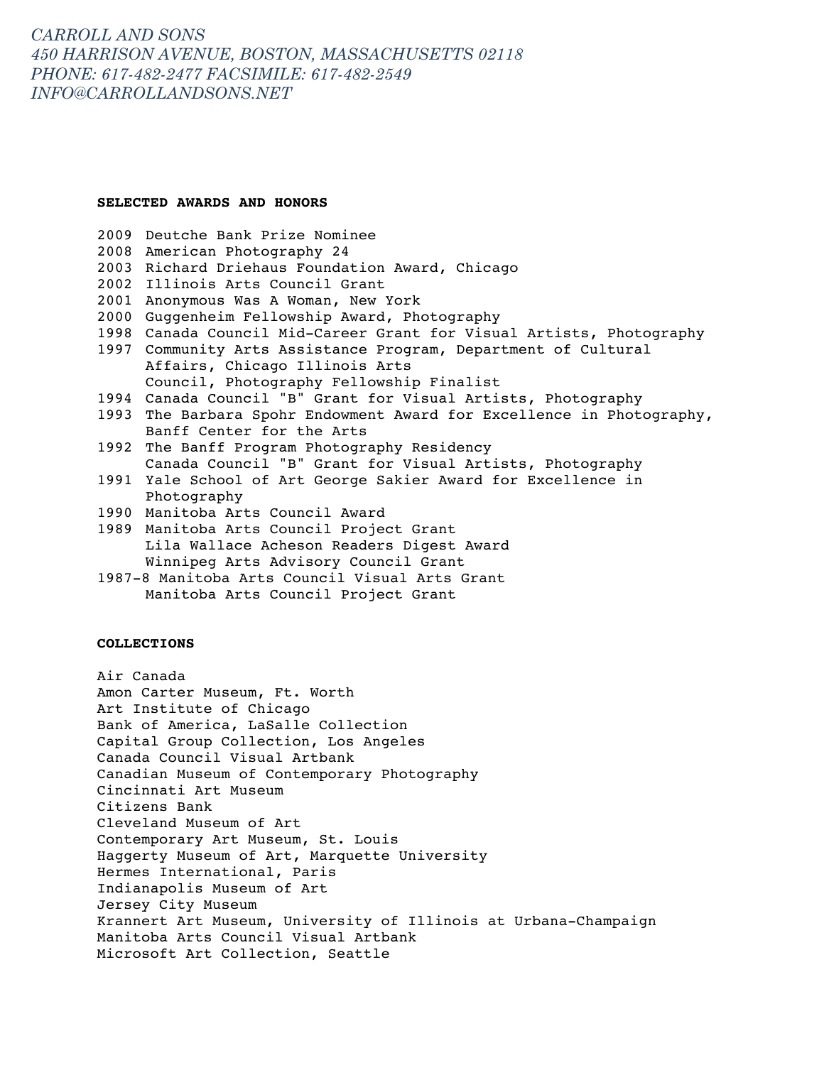*CARROLL AND SONS*
*450 HARRISON AVENUE, BOSTON, MASSACHUSETTS 02118*
*PHONE: 617-482-2477 FACSIMILE: 617-482-2549*
*INFO@CARROLLANDSONS.NET*

**SELECTED AWARDS AND HONORS**

2009 Deutche Bank Prize Nominee
2008 American Photography 24
2003 Richard Driehaus Foundation Award, Chicago
2002 Illinois Arts Council Grant
2001 Anonymous Was A Woman, New York
2000 Guggenheim Fellowship Award, Photography
1998 Canada Council Mid-Career Grant for Visual Artists, Photography
1997 Community Arts Assistance Program, Department of Cultural Affairs, Chicago Illinois Arts Council, Photography Fellowship Finalist
1994 Canada Council "B" Grant for Visual Artists, Photography
1993 The Barbara Spohr Endowment Award for Excellence in Photography, Banff Center for the Arts
1992 The Banff Program Photography Residency
Canada Council "B" Grant for Visual Artists, Photography
1991 Yale School of Art George Sakier Award for Excellence in Photography
1990 Manitoba Arts Council Award
1989 Manitoba Arts Council Project Grant
Lila Wallace Acheson Readers Digest Award
Winnipeg Arts Advisory Council Grant
1987-8 Manitoba Arts Council Visual Arts Grant
Manitoba Arts Council Project Grant

**COLLECTIONS**

Air Canada
Amon Carter Museum, Ft. Worth
Art Institute of Chicago
Bank of America, LaSalle Collection
Capital Group Collection, Los Angeles
Canada Council Visual Artbank
Canadian Museum of Contemporary Photography
Cincinnati Art Museum
Citizens Bank
Cleveland Museum of Art
Contemporary Art Museum, St. Louis
Haggerty Museum of Art, Marquette University
Hermes International, Paris
Indianapolis Museum of Art
Jersey City Museum
Krannert Art Museum, University of Illinois at Urbana-Champaign
Manitoba Arts Council Visual Artbank
Microsoft Art Collection, Seattle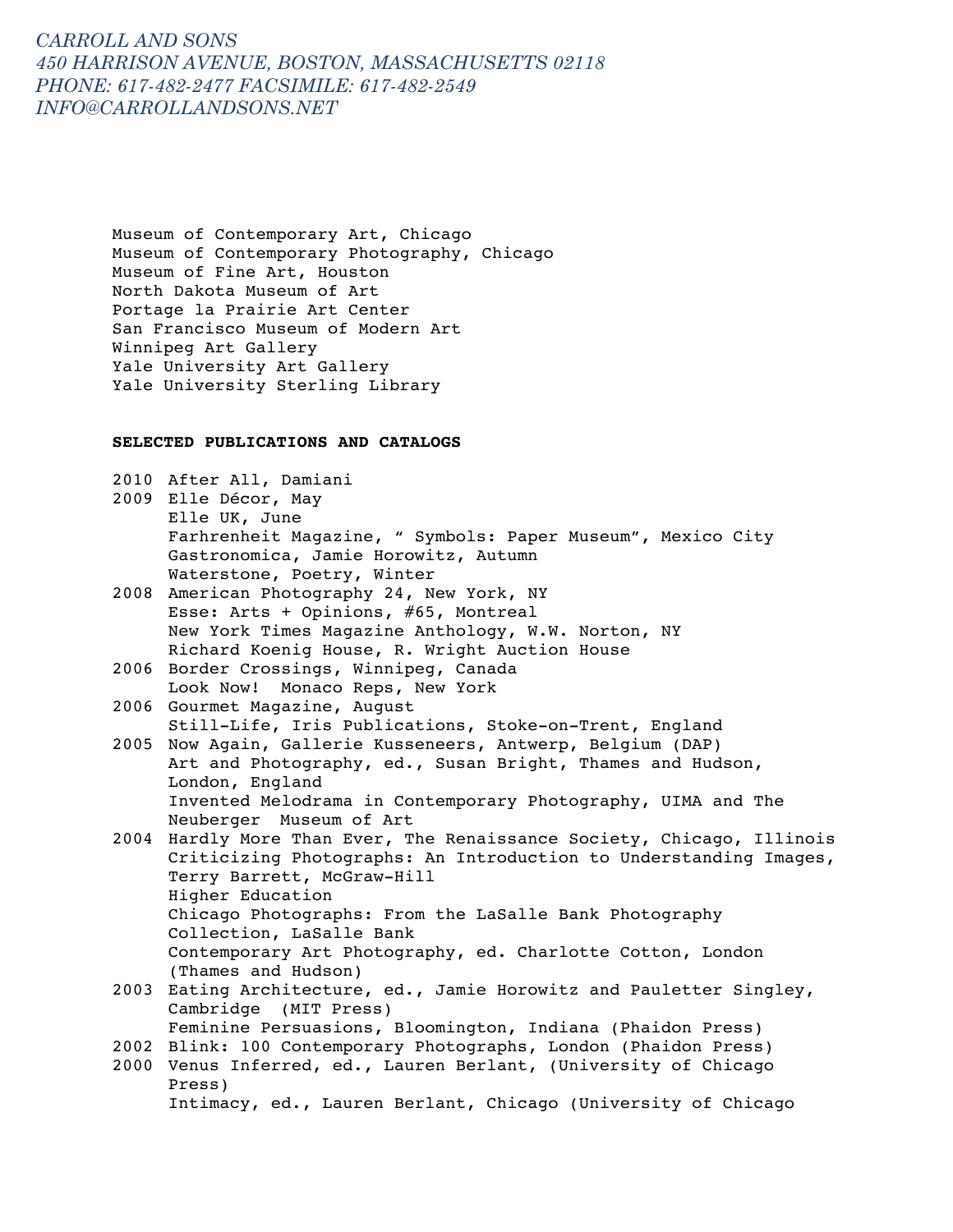Museum of Contemporary Art, Chicago
Museum of Contemporary Photography, Chicago
Museum of Fine Art, Houston
North Dakota Museum of Art
Portage la Prairie Art Center
San Francisco Museum of Modern Art
Winnipeg Art Gallery
Yale University Art Gallery
Yale University Sterling Library

**SELECTED PUBLICATIONS AND CATALOGS**

2010 After All, Damiani
2009 Elle Décor, May
Elle UK, June
Farhrenheit Magazine, " Symbols: Paper Museum", Mexico City
Gastronomica, Jamie Horowitz, Autumn
Waterstone, Poetry, Winter
2008 American Photography 24, New York, NY
Esse: Arts + Opinions, #65, Montreal
New York Times Magazine Anthology, W.W. Norton, NY
Richard Koenig House, R. Wright Auction House
2006 Border Crossings, Winnipeg, Canada
Look Now! Monaco Reps, New York
2006 Gourmet Magazine, August
Still-Life, Iris Publications, Stoke-on-Trent, England
2005 Now Again, Gallerie Kusseneers, Antwerp, Belgium (DAP)
Art and Photography, ed., Susan Bright, Thames and Hudson, London, England
Invented Melodrama in Contemporary Photography, UIMA and The Neuberger Museum of Art
2004 Hardly More Than Ever, The Renaissance Society, Chicago, Illinois
Criticizing Photographs: An Introduction to Understanding Images, Terry Barrett, McGraw-Hill
Higher Education
Chicago Photographs: From the LaSalle Bank Photography Collection, LaSalle Bank
Contemporary Art Photography, ed. Charlotte Cotton, London (Thames and Hudson)
2003 Eating Architecture, ed., Jamie Horowitz and Pauletter Singley, Cambridge (MIT Press)
Feminine Persuasions, Bloomington, Indiana (Phaidon Press)
2002 Blink: 100 Contemporary Photographs, London (Phaidon Press)
2000 Venus Inferred, ed., Lauren Berlant, (University of Chicago Press)
Intimacy, ed., Lauren Berlant, Chicago (University of Chicago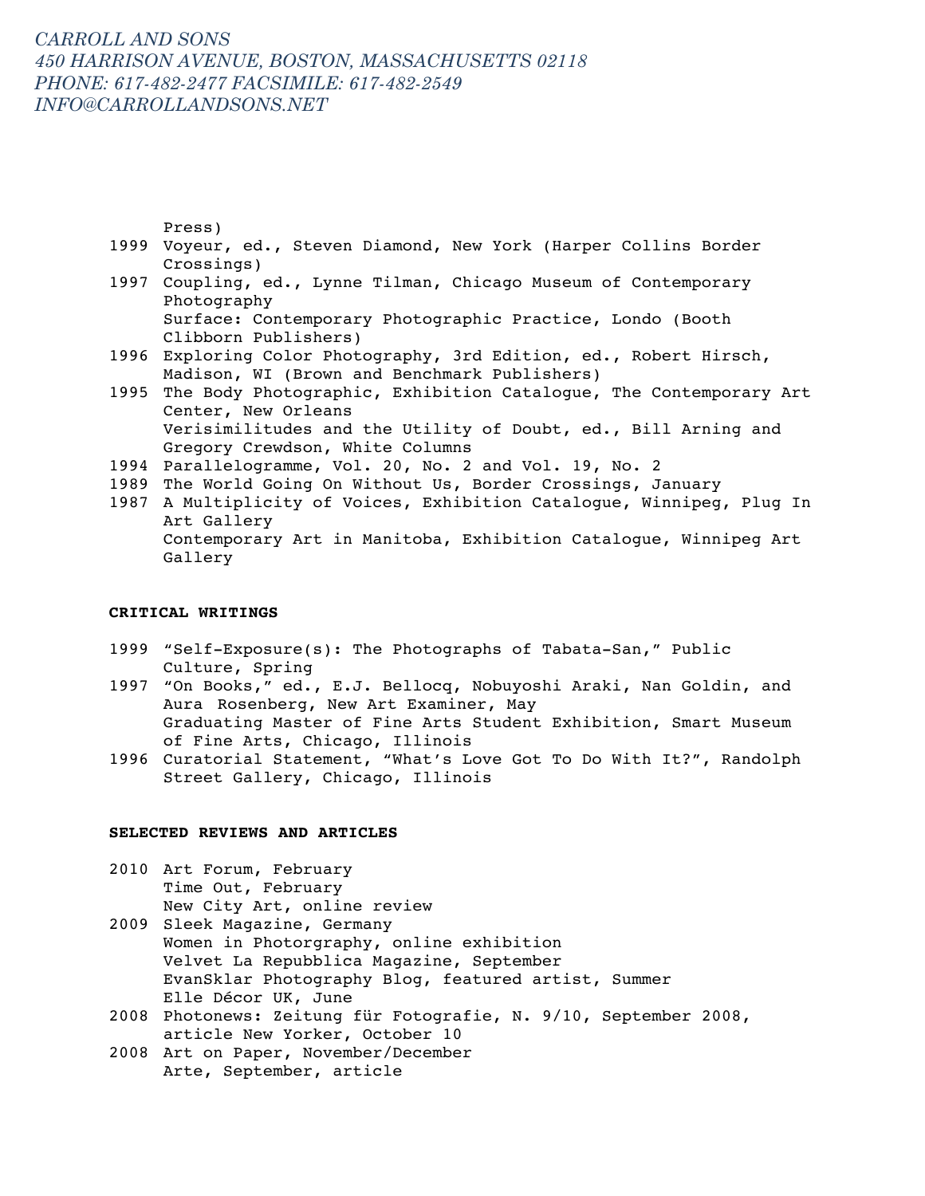Press)

1999 Voyeur, ed., Steven Diamond, New York (Harper Collins Border Crossings)

1997 Coupling, ed., Lynne Tilman, Chicago Museum of Contemporary Photography
Surface: Contemporary Photographic Practice, Londo (Booth Clibborn Publishers)

1996 Exploring Color Photography, 3rd Edition, ed., Robert Hirsch, Madison, WI (Brown and Benchmark Publishers)

1995 The Body Photographic, Exhibition Catalogue, The Contemporary Art Center, New Orleans
Verisimilitudes and the Utility of Doubt, ed., Bill Arning and Gregory Crewdson, White Columns

1994 Parallelogramme, Vol. 20, No. 2 and Vol. 19, No. 2

1989 The World Going On Without Us, Border Crossings, January

1987 A Multiplicity of Voices, Exhibition Catalogue, Winnipeg, Plug In Art Gallery
Contemporary Art in Manitoba, Exhibition Catalogue, Winnipeg Art Gallery

**CRITICAL WRITINGS**

1999 "Self-Exposure(s): The Photographs of Tabata-San," Public Culture, Spring

1997 "On Books," ed., E.J. Bellocq, Nobuyoshi Araki, Nan Goldin, and Aura Rosenberg, New Art Examiner, May
Graduating Master of Fine Arts Student Exhibition, Smart Museum of Fine Arts, Chicago, Illinois

1996 Curatorial Statement, "What's Love Got To Do With It?", Randolph Street Gallery, Chicago, Illinois

**SELECTED REVIEWS AND ARTICLES**

2010 Art Forum, February
Time Out, February
New City Art, online review

2009 Sleek Magazine, Germany
Women in Photorgraphy, online exhibition
Velvet La Repubblica Magazine, September
EvanSklar Photography Blog, featured artist, Summer
Elle Décor UK, June

2008 Photonews: Zeitung für Fotografie, N. 9/10, September 2008, article New Yorker, October 10

2008 Art on Paper, November/December
Arte, September, article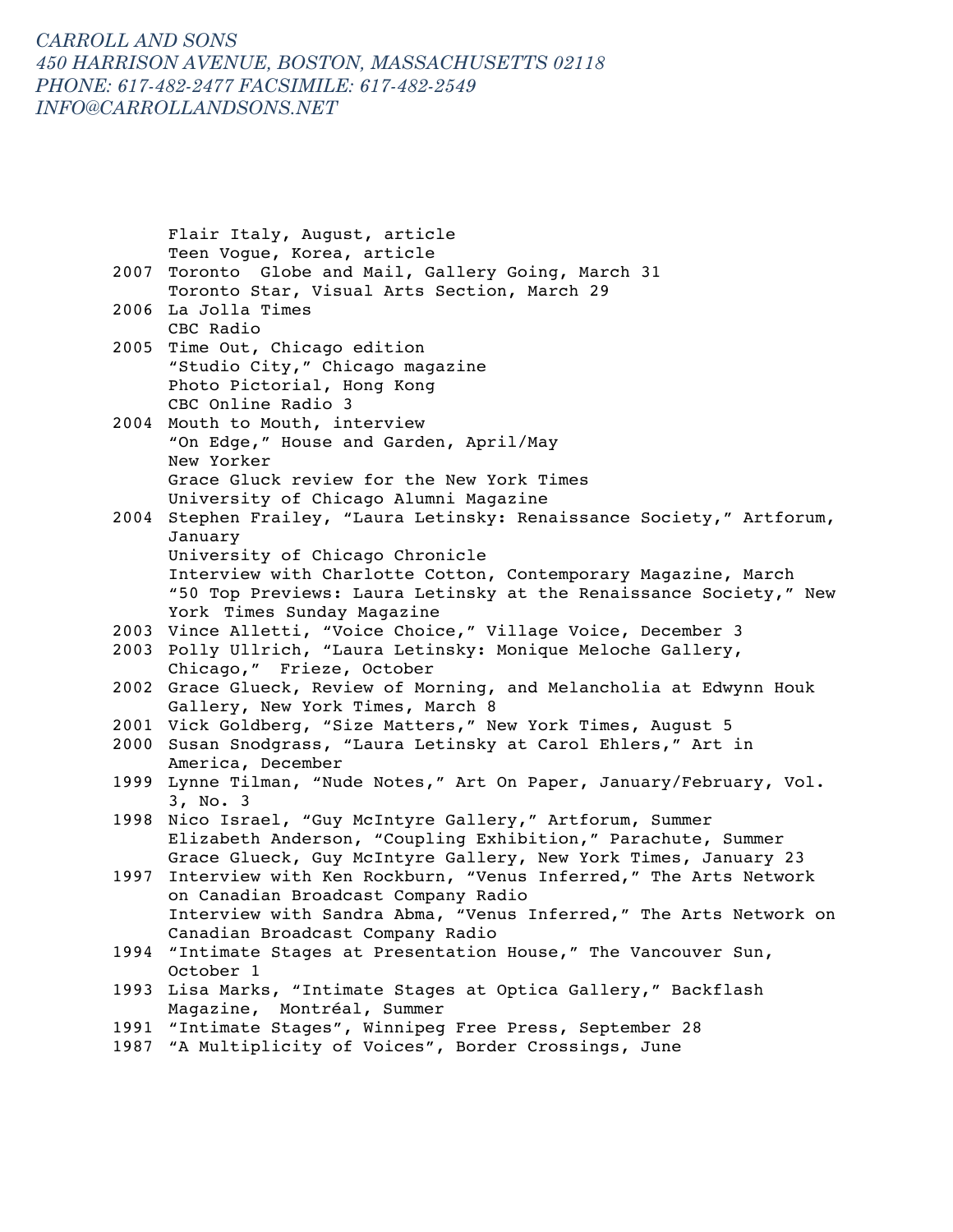Flair Italy, August, article
Teen Vogue, Korea, article

2007 Toronto Globe and Mail, Gallery Going, March 31
Toronto Star, Visual Arts Section, March 29

2006 La Jolla Times
CBC Radio

2005 Time Out, Chicago edition
"Studio City," Chicago magazine
Photo Pictorial, Hong Kong
CBC Online Radio 3

2004 Mouth to Mouth, interview
"On Edge," House and Garden, April/May
New Yorker
Grace Gluck review for the New York Times
University of Chicago Alumni Magazine

2004 Stephen Frailey, "Laura Letinsky: Renaissance Society," Artforum, January
University of Chicago Chronicle
Interview with Charlotte Cotton, Contemporary Magazine, March
"50 Top Previews: Laura Letinsky at the Renaissance Society," New York Times Sunday Magazine

2003 Vince Alletti, "Voice Choice," Village Voice, December 3

2003 Polly Ullrich, "Laura Letinsky: Monique Meloche Gallery, Chicago," Frieze, October

2002 Grace Glueck, Review of Morning, and Melancholia at Edwynn Houk Gallery, New York Times, March 8

2001 Vick Goldberg, "Size Matters," New York Times, August 5

2000 Susan Snodgrass, "Laura Letinsky at Carol Ehlers," Art in America, December

1999 Lynne Tilman, "Nude Notes," Art On Paper, January/February, Vol. 3, No. 3

1998 Nico Israel, "Guy McIntyre Gallery," Artforum, Summer
Elizabeth Anderson, "Coupling Exhibition," Parachute, Summer
Grace Glueck, Guy McIntyre Gallery, New York Times, January 23

1997 Interview with Ken Rockburn, "Venus Inferred," The Arts Network on Canadian Broadcast Company Radio
Interview with Sandra Abma, "Venus Inferred," The Arts Network on Canadian Broadcast Company Radio

1994 "Intimate Stages at Presentation House," The Vancouver Sun, October 1

1993 Lisa Marks, "Intimate Stages at Optica Gallery," Backflash Magazine, Montréal, Summer

1991 "Intimate Stages", Winnipeg Free Press, September 28

1987 "A Multiplicity of Voices", Border Crossings, June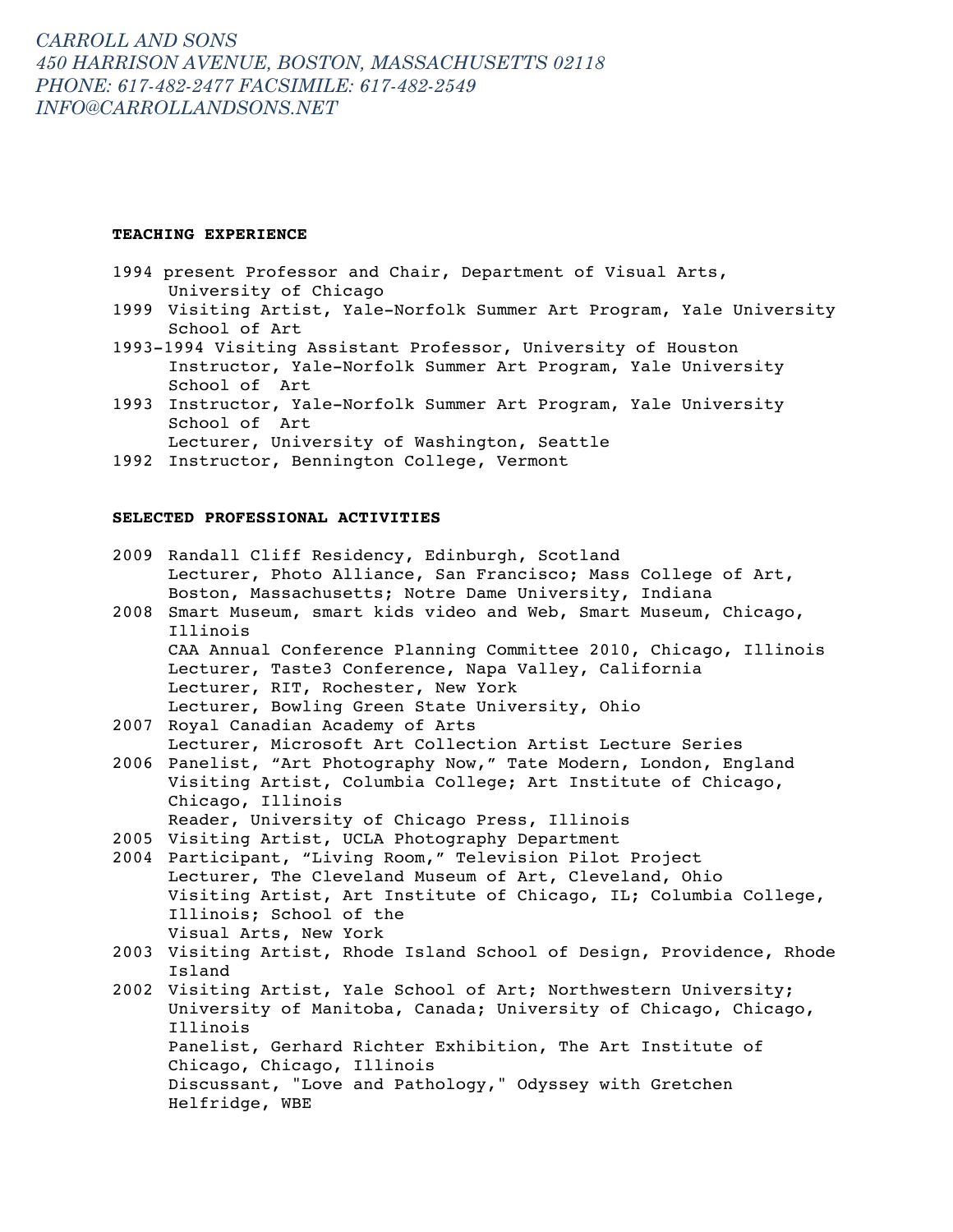CARROLL AND SONS
450 HARRISON AVENUE, BOSTON, MASSACHUSETTS 02118
PHONE: 617-482-2477 FACSIMILE: 617-482-2549
INFO@CARROLLANDSONS.NET

**TEACHING EXPERIENCE**

1994 present Professor and Chair, Department of Visual Arts, University of Chicago

1999 Visiting Artist, Yale-Norfolk Summer Art Program, Yale University School of Art

1993-1994 Visiting Assistant Professor, University of Houston
Instructor, Yale-Norfolk Summer Art Program, Yale University School of Art

1993 Instructor, Yale-Norfolk Summer Art Program, Yale University School of Art
Lecturer, University of Washington, Seattle

1992 Instructor, Bennington College, Vermont

**SELECTED PROFESSIONAL ACTIVITIES**

2009 Randall Cliff Residency, Edinburgh, Scotland
Lecturer, Photo Alliance, San Francisco; Mass College of Art, Boston, Massachusetts; Notre Dame University, Indiana

2008 Smart Museum, smart kids video and Web, Smart Museum, Chicago, Illinois
CAA Annual Conference Planning Committee 2010, Chicago, Illinois
Lecturer, Taste3 Conference, Napa Valley, California
Lecturer, RIT, Rochester, New York
Lecturer, Bowling Green State University, Ohio

2007 Royal Canadian Academy of Arts
Lecturer, Microsoft Art Collection Artist Lecture Series

2006 Panelist, "Art Photography Now," Tate Modern, London, England
Visiting Artist, Columbia College; Art Institute of Chicago, Chicago, Illinois
Reader, University of Chicago Press, Illinois

2005 Visiting Artist, UCLA Photography Department

2004 Participant, "Living Room," Television Pilot Project
Lecturer, The Cleveland Museum of Art, Cleveland, Ohio
Visiting Artist, Art Institute of Chicago, IL; Columbia College, Illinois; School of the Visual Arts, New York

2003 Visiting Artist, Rhode Island School of Design, Providence, Rhode Island

2002 Visiting Artist, Yale School of Art; Northwestern University; University of Manitoba, Canada; University of Chicago, Chicago, Illinois
Panelist, Gerhard Richter Exhibition, The Art Institute of Chicago, Chicago, Illinois
Discussant, "Love and Pathology," Odyssey with Gretchen Helfridge, WBE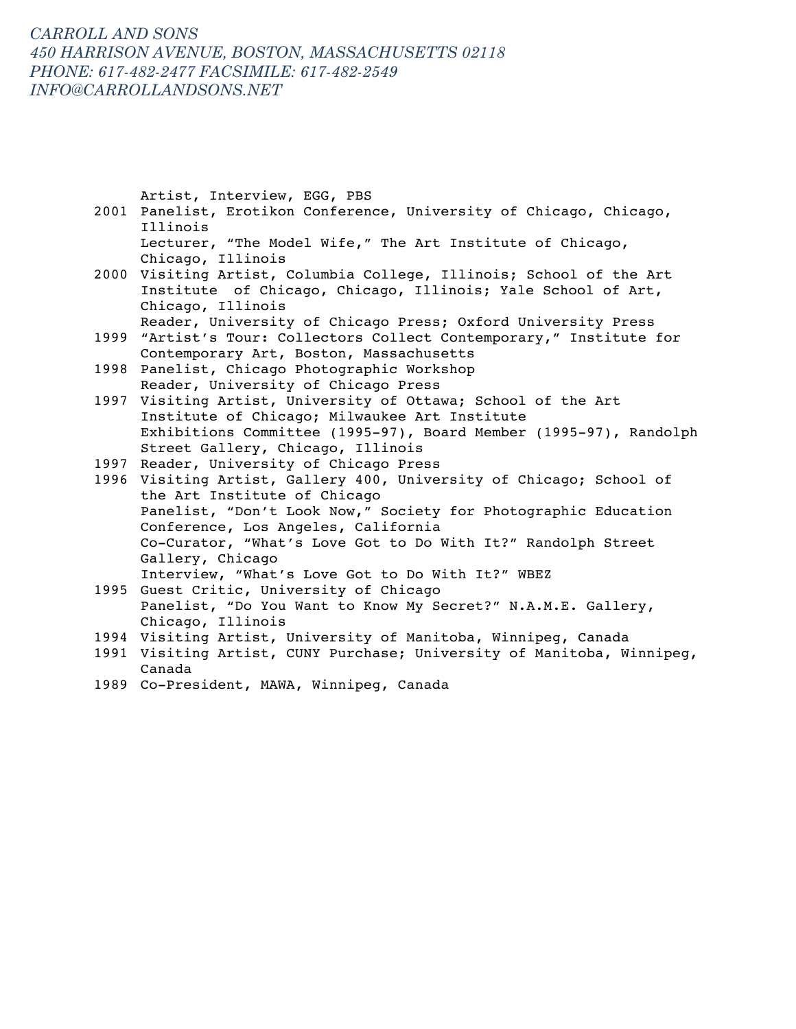Artist, Interview, EGG, PBS

2001 Panelist, Erotikon Conference, University of Chicago, Chicago, Illinois
Lecturer, “The Model Wife,” The Art Institute of Chicago, Chicago, Illinois

2000 Visiting Artist, Columbia College, Illinois; School of the Art Institute of Chicago, Chicago, Illinois; Yale School of Art, Chicago, Illinois
Reader, University of Chicago Press; Oxford University Press

1999 “Artist’s Tour: Collectors Collect Contemporary,” Institute for Contemporary Art, Boston, Massachusetts

1998 Panelist, Chicago Photographic Workshop
Reader, University of Chicago Press

1997 Visiting Artist, University of Ottawa; School of the Art Institute of Chicago; Milwaukee Art Institute
Exhibitions Committee (1995-97), Board Member (1995-97), Randolph Street Gallery, Chicago, Illinois

1997 Reader, University of Chicago Press

1996 Visiting Artist, Gallery 400, University of Chicago; School of the Art Institute of Chicago
Panelist, “Don’t Look Now,” Society for Photographic Education Conference, Los Angeles, California
Co-Curator, “What’s Love Got to Do With It?” Randolph Street Gallery, Chicago
Interview, “What’s Love Got to Do With It?” WBEZ

1995 Guest Critic, University of Chicago
Panelist, “Do You Want to Know My Secret?” N.A.M.E. Gallery, Chicago, Illinois

1994 Visiting Artist, University of Manitoba, Winnipeg, Canada

1991 Visiting Artist, CUNY Purchase; University of Manitoba, Winnipeg, Canada

1989 Co-President, MAWA, Winnipeg, Canada